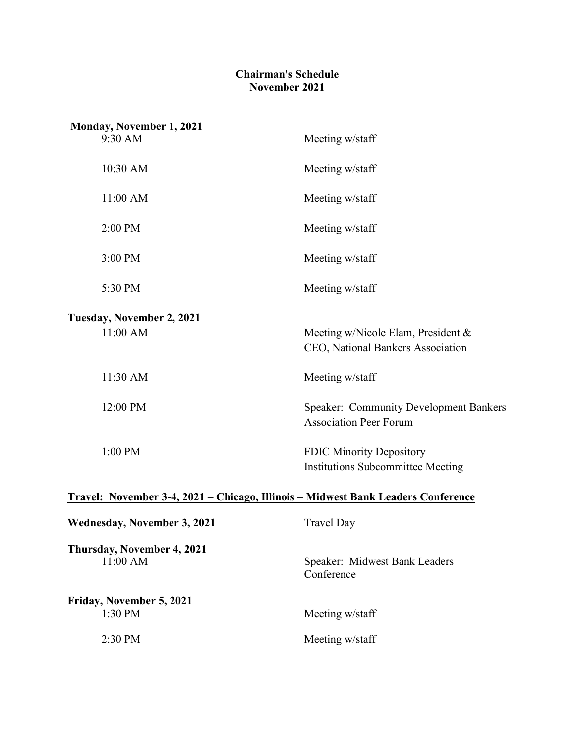**Chairman's Schedule**
**November 2021**

**Monday, November 1, 2021**

| | |
|---|---|
| 9:30 AM | Meeting w/staff |
| 10:30 AM | Meeting w/staff |
| 11:00 AM | Meeting w/staff |
| 2:00 PM | Meeting w/staff |
| 3:00 PM | Meeting w/staff |
| 5:30 PM | Meeting w/staff |

**Tuesday, November 2, 2021**

| | |
|---|---|
| 11:00 AM | Meeting w/Nicole Elam, President & CEO, National Bankers Association |
| 11:30 AM | Meeting w/staff |
| 12:00 PM | Speaker: Community Development Bankers Association Peer Forum |
| 1:00 PM | FDIC Minority Depository Institutions Subcommittee Meeting |

**Travel: November 3-4, 2021 – Chicago, Illinois – Midwest Bank Leaders Conference**

**Wednesday, November 3, 2021** Travel Day

**Thursday, November 4, 2021**

| | |
|---|---|
| 11:00 AM | Speaker: Midwest Bank Leaders Conference |

**Friday, November 5, 2021**

| | |
|---|---|
| 1:30 PM | Meeting w/staff |
| 2:30 PM | Meeting w/staff |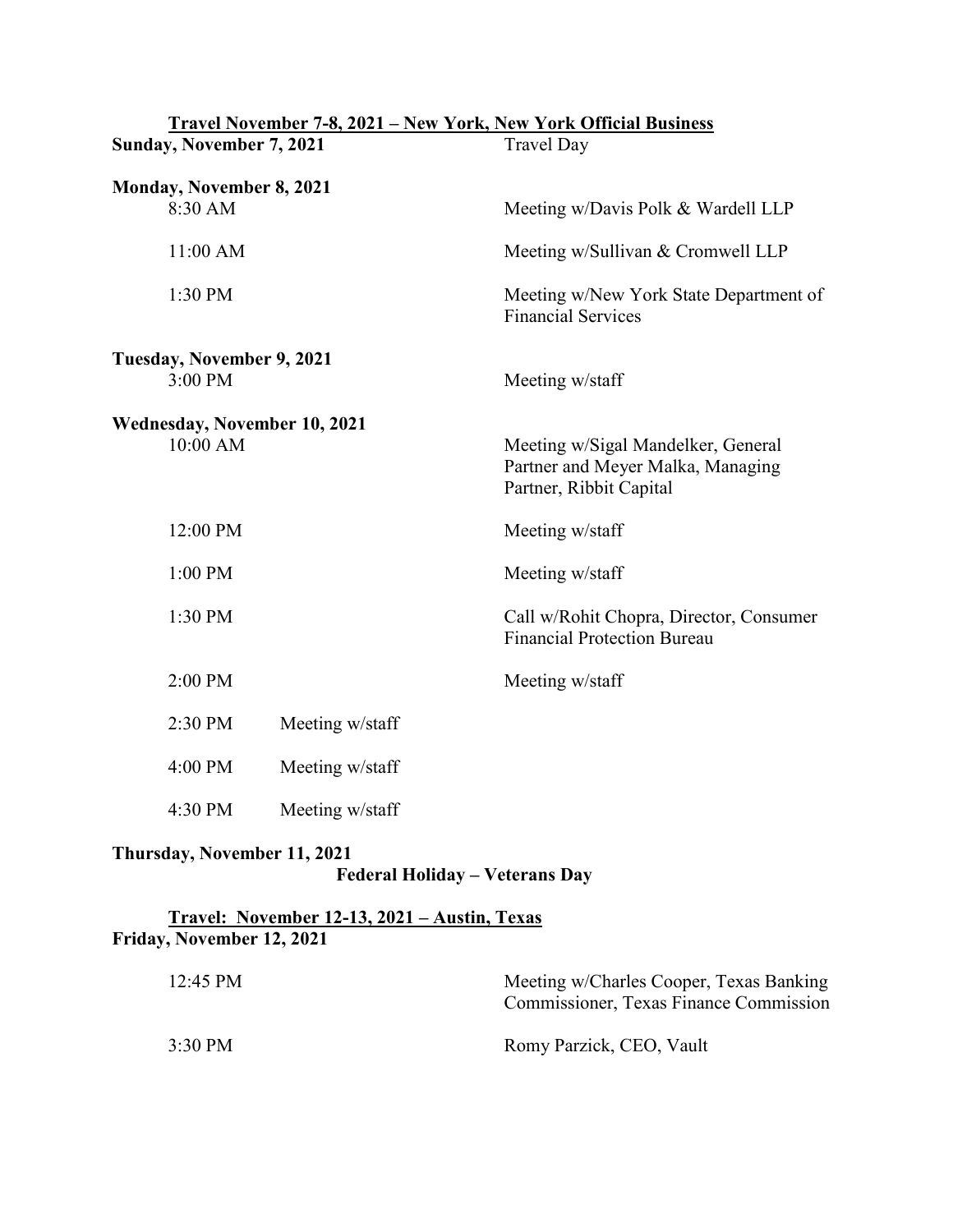**<u>Travel November 7-8, 2021 – New York, New York Official Business</u>**

**Sunday, November 7, 2021** Travel Day

**Monday, November 8, 2021**

| | |
|---|---|
| 8:30 AM | Meeting w/Davis Polk & Wardell LLP |
| 11:00 AM | Meeting w/Sullivan & Cromwell LLP |
| 1:30 PM | Meeting w/New York State Department of Financial Services |

**Tuesday, November 9, 2021**

| | |
|---|---|
| 3:00 PM | Meeting w/staff |

**Wednesday, November 10, 2021**

| | |
|---|---|
| 10:00 AM | Meeting w/Sigal Mandelker, General Partner and Meyer Malka, Managing Partner, Ribbit Capital |
| 12:00 PM | Meeting w/staff |
| 1:00 PM | Meeting w/staff |
| 1:30 PM | Call w/Rohit Chopra, Director, Consumer Financial Protection Bureau |
| 2:00 PM | Meeting w/staff |
| 2:30 PM | Meeting w/staff |
| 4:00 PM | Meeting w/staff |
| 4:30 PM | Meeting w/staff |

**Thursday, November 11, 2021**

**Federal Holiday – Veterans Day**

**<u>Travel: November 12-13, 2021 – Austin, Texas</u>**

**Friday, November 12, 2021**

| | |
|---|---|
| 12:45 PM | Meeting w/Charles Cooper, Texas Banking Commissioner, Texas Finance Commission |
| 3:30 PM | Romy Parzick, CEO, Vault |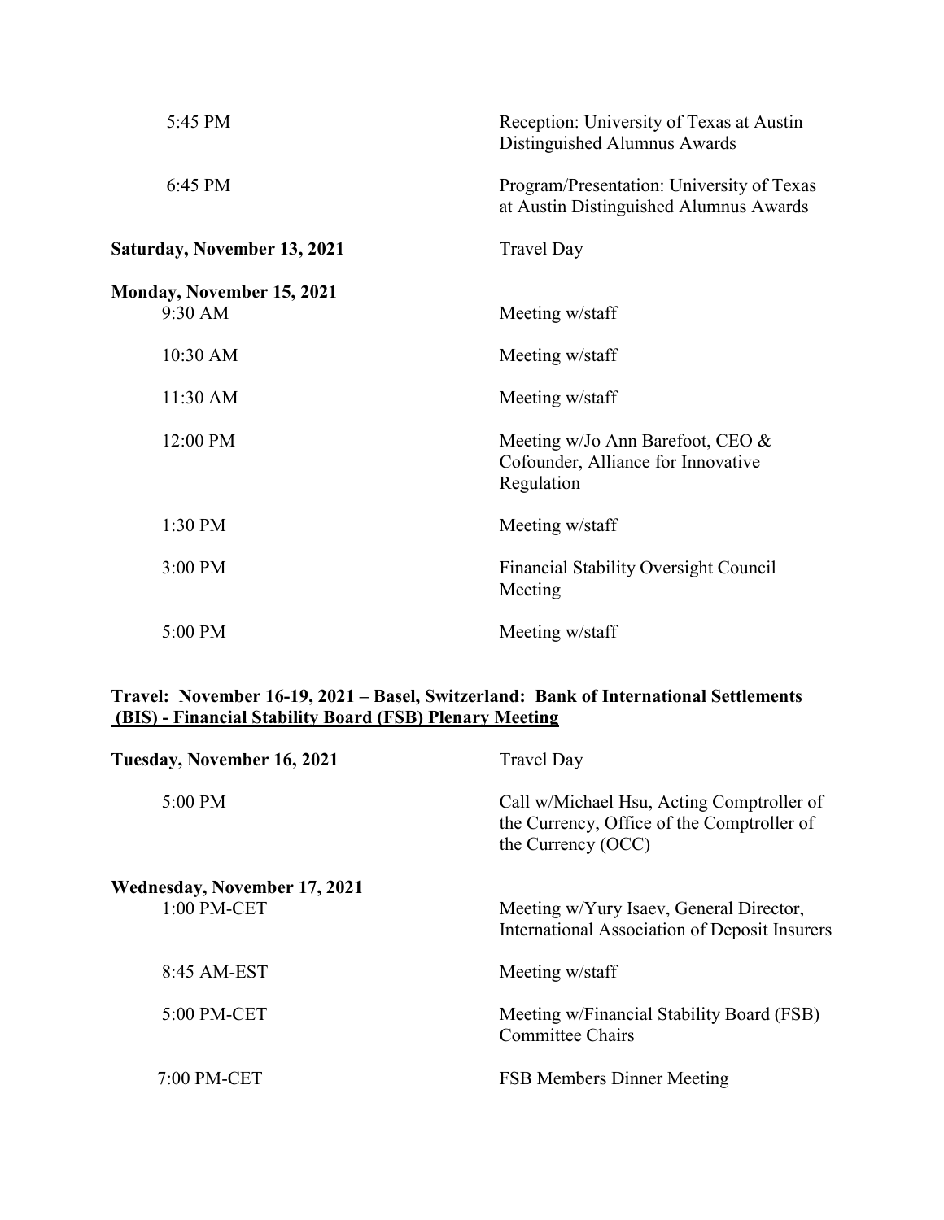| | |
|---|---|
| 5:45 PM | Reception: University of Texas at Austin Distinguished Alumnus Awards |
| 6:45 PM | Program/Presentation: University of Texas at Austin Distinguished Alumnus Awards |
| **Saturday, November 13, 2021** | Travel Day |
| **Monday, November 15, 2021** | |
| 9:30 AM | Meeting w/staff |
| 10:30 AM | Meeting w/staff |
| 11:30 AM | Meeting w/staff |
| 12:00 PM | Meeting w/Jo Ann Barefoot, CEO & Cofounder, Alliance for Innovative Regulation |
| 1:30 PM | Meeting w/staff |
| 3:00 PM | Financial Stability Oversight Council Meeting |
| 5:00 PM | Meeting w/staff |

**Travel: November 16-19, 2021 – Basel, Switzerland: Bank of International Settlements (BIS) - Financial Stability Board (FSB) Plenary Meeting**

| | |
|---|---|
| **Tuesday, November 16, 2021** | Travel Day |
| 5:00 PM | Call w/Michael Hsu, Acting Comptroller of the Currency, Office of the Comptroller of the Currency (OCC) |
| **Wednesday, November 17, 2021** | |
| 1:00 PM-CET | Meeting w/Yury Isaev, General Director, International Association of Deposit Insurers |
| 8:45 AM-EST | Meeting w/staff |
| 5:00 PM-CET | Meeting w/Financial Stability Board (FSB) Committee Chairs |
| 7:00 PM-CET | FSB Members Dinner Meeting |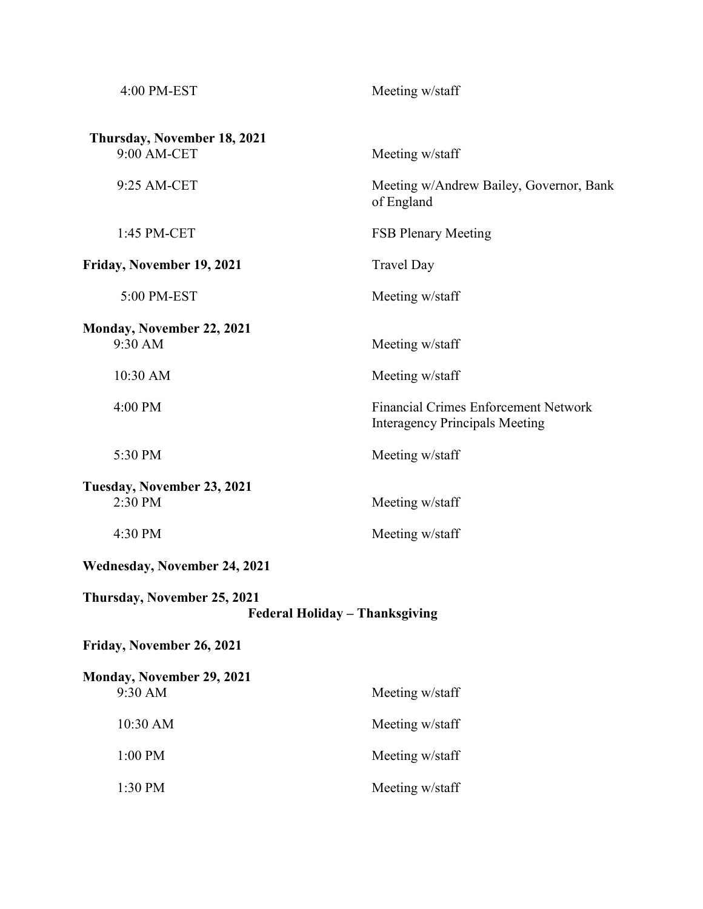4:00 PM-EST — Meeting w/staff

**Thursday, November 18, 2021**

9:00 AM-CET — Meeting w/staff

9:25 AM-CET — Meeting w/Andrew Bailey, Governor, Bank of England

1:45 PM-CET — FSB Plenary Meeting

**Friday, November 19, 2021** — Travel Day

5:00 PM-EST — Meeting w/staff

**Monday, November 22, 2021**

9:30 AM — Meeting w/staff

10:30 AM — Meeting w/staff

4:00 PM — Financial Crimes Enforcement Network Interagency Principals Meeting

5:30 PM — Meeting w/staff

**Tuesday, November 23, 2021**

2:30 PM — Meeting w/staff

4:30 PM — Meeting w/staff

**Wednesday, November 24, 2021**

**Thursday, November 25, 2021**

**Federal Holiday – Thanksgiving**

**Friday, November 26, 2021**

**Monday, November 29, 2021**

9:30 AM — Meeting w/staff

10:30 AM — Meeting w/staff

1:00 PM — Meeting w/staff

1:30 PM — Meeting w/staff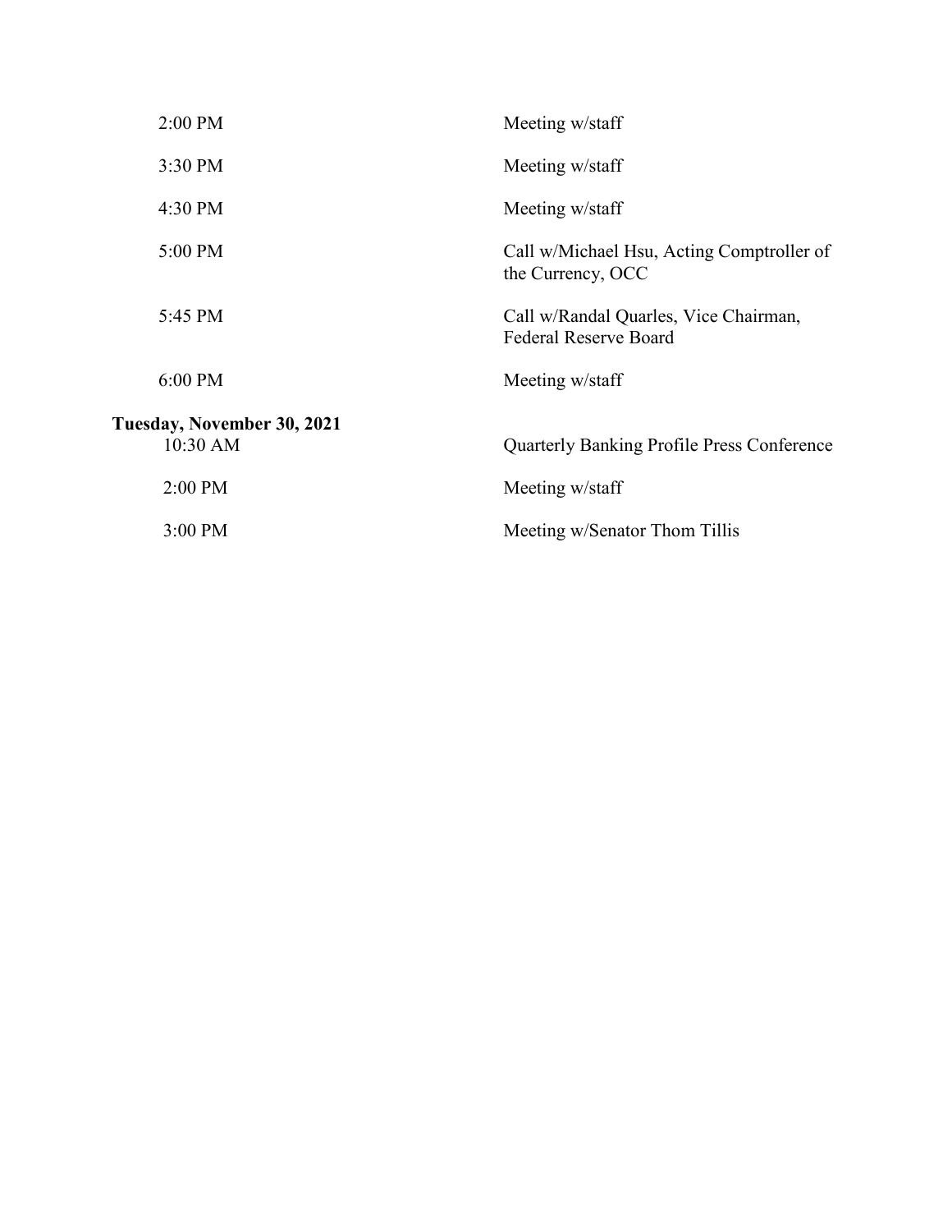| | |
|---|---|
| 2:00 PM | Meeting w/staff |
| 3:30 PM | Meeting w/staff |
| 4:30 PM | Meeting w/staff |
| 5:00 PM | Call w/Michael Hsu, Acting Comptroller of the Currency, OCC |
| 5:45 PM | Call w/Randal Quarles, Vice Chairman, Federal Reserve Board |
| 6:00 PM | Meeting w/staff |

**Tuesday, November 30, 2021**

| | |
|---|---|
| 10:30 AM | Quarterly Banking Profile Press Conference |
| 2:00 PM | Meeting w/staff |
| 3:00 PM | Meeting w/Senator Thom Tillis |